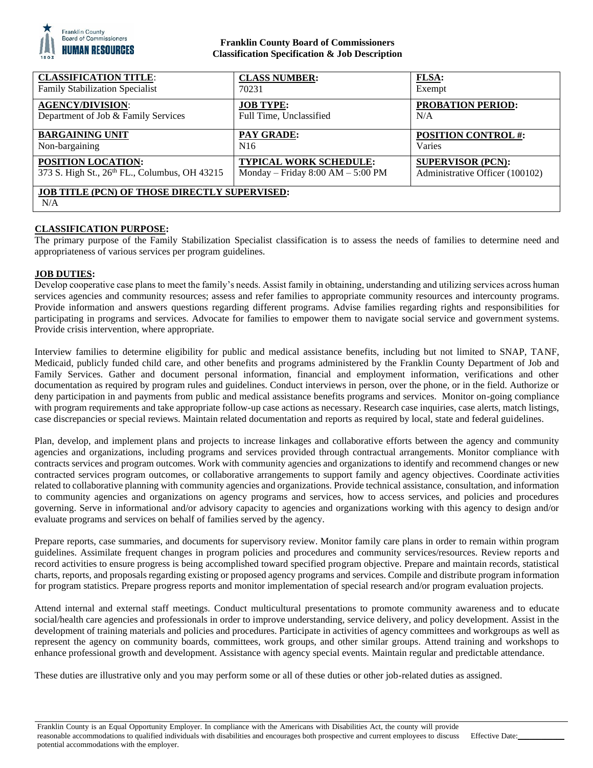**Franklin County Board of Commissioners**
**Classification Specification & Job Description**

| **CLASSIFICATION TITLE**: Family Stabilization Specialist | **CLASS NUMBER:** 70231 | **FLSA:** Exempt |
|---|---|---|
| **AGENCY/DIVISION**: Department of Job & Family Services | **JOB TYPE:** Full Time, Unclassified | **PROBATION PERIOD:** N/A |
| **BARGAINING UNIT** Non-bargaining | **PAY GRADE:** N16 | **POSITION CONTROL #:** Varies |
| **POSITION LOCATION:** 373 S. High St., 26th FL., Columbus, OH 43215 | **TYPICAL WORK SCHEDULE:** Monday – Friday 8:00 AM – 5:00 PM | **SUPERVISOR (PCN):** Administrative Officer (100102) |
| **JOB TITLE (PCN) OF THOSE DIRECTLY SUPERVISED:** N/A | | |

**CLASSIFICATION PURPOSE:**

The primary purpose of the Family Stabilization Specialist classification is to assess the needs of families to determine need and appropriateness of various services per program guidelines.

**JOB DUTIES:**

Develop cooperative case plans to meet the family's needs. Assist family in obtaining, understanding and utilizing services across human services agencies and community resources; assess and refer families to appropriate community resources and intercounty programs. Provide information and answers questions regarding different programs. Advise families regarding rights and responsibilities for participating in programs and services. Advocate for families to empower them to navigate social service and government systems. Provide crisis intervention, where appropriate.

Interview families to determine eligibility for public and medical assistance benefits, including but not limited to SNAP, TANF, Medicaid, publicly funded child care, and other benefits and programs administered by the Franklin County Department of Job and Family Services. Gather and document personal information, financial and employment information, verifications and other documentation as required by program rules and guidelines. Conduct interviews in person, over the phone, or in the field. Authorize or deny participation in and payments from public and medical assistance benefits programs and services. Monitor on-going compliance with program requirements and take appropriate follow-up case actions as necessary. Research case inquiries, case alerts, match listings, case discrepancies or special reviews. Maintain related documentation and reports as required by local, state and federal guidelines.

Plan, develop, and implement plans and projects to increase linkages and collaborative efforts between the agency and community agencies and organizations, including programs and services provided through contractual arrangements. Monitor compliance with contracts services and program outcomes. Work with community agencies and organizations to identify and recommend changes or new contracted services program outcomes, or collaborative arrangements to support family and agency objectives. Coordinate activities related to collaborative planning with community agencies and organizations. Provide technical assistance, consultation, and information to community agencies and organizations on agency programs and services, how to access services, and policies and procedures governing. Serve in informational and/or advisory capacity to agencies and organizations working with this agency to design and/or evaluate programs and services on behalf of families served by the agency.

Prepare reports, case summaries, and documents for supervisory review. Monitor family care plans in order to remain within program guidelines. Assimilate frequent changes in program policies and procedures and community services/resources. Review reports and record activities to ensure progress is being accomplished toward specified program objective. Prepare and maintain records, statistical charts, reports, and proposals regarding existing or proposed agency programs and services. Compile and distribute program information for program statistics. Prepare progress reports and monitor implementation of special research and/or program evaluation projects.

Attend internal and external staff meetings. Conduct multicultural presentations to promote community awareness and to educate social/health care agencies and professionals in order to improve understanding, service delivery, and policy development. Assist in the development of training materials and policies and procedures. Participate in activities of agency committees and workgroups as well as represent the agency on community boards, committees, work groups, and other similar groups. Attend training and workshops to enhance professional growth and development. Assistance with agency special events. Maintain regular and predictable attendance.

These duties are illustrative only and you may perform some or all of these duties or other job-related duties as assigned.

Franklin County is an Equal Opportunity Employer. In compliance with the Americans with Disabilities Act, the county will provide reasonable accommodations to qualified individuals with disabilities and encourages both prospective and current employees to discuss potential accommodations with the employer. Effective Date:\_\_\_\_\_\_\_\_\_\_\_\_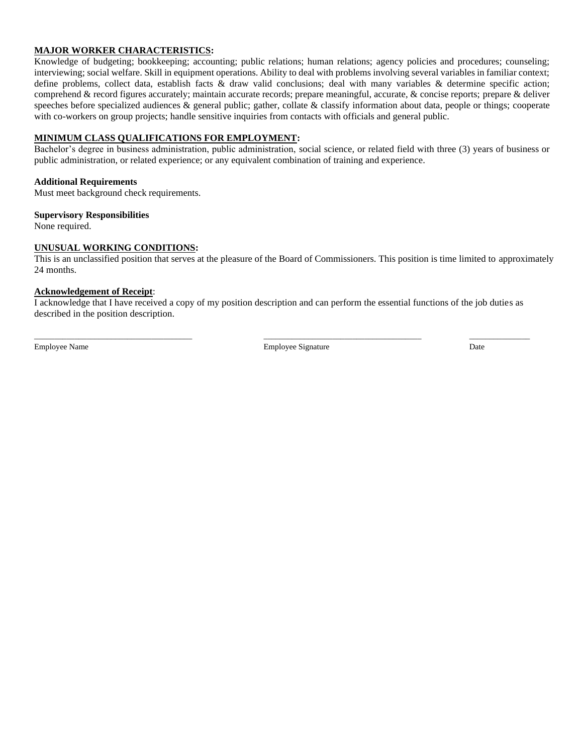**<u>MAJOR WORKER CHARACTERISTICS</u>:**

Knowledge of budgeting; bookkeeping; accounting; public relations; human relations; agency policies and procedures; counseling; interviewing; social welfare. Skill in equipment operations. Ability to deal with problems involving several variables in familiar context; define problems, collect data, establish facts & draw valid conclusions; deal with many variables & determine specific action; comprehend & record figures accurately; maintain accurate records; prepare meaningful, accurate, & concise reports; prepare & deliver speeches before specialized audiences & general public; gather, collate & classify information about data, people or things; cooperate with co-workers on group projects; handle sensitive inquiries from contacts with officials and general public.

**<u>MINIMUM CLASS QUALIFICATIONS FOR EMPLOYMENT</u>:**

Bachelor's degree in business administration, public administration, social science, or related field with three (3) years of business or public administration, or related experience; or any equivalent combination of training and experience.

**Additional Requirements**

Must meet background check requirements.

**Supervisory Responsibilities**

None required.

**<u>UNUSUAL WORKING CONDITIONS</u>:**

This is an unclassified position that serves at the pleasure of the Board of Commissioners. This position is time limited to approximately 24 months.

**<u>Acknowledgement of Receipt</u>**:

I acknowledge that I have received a copy of my position description and can perform the essential functions of the job duties as described in the position description.

| | | |
|---|---|---|
| ____________________________________ | ____________________________________ | ______________ |
| Employee Name | Employee Signature | Date |